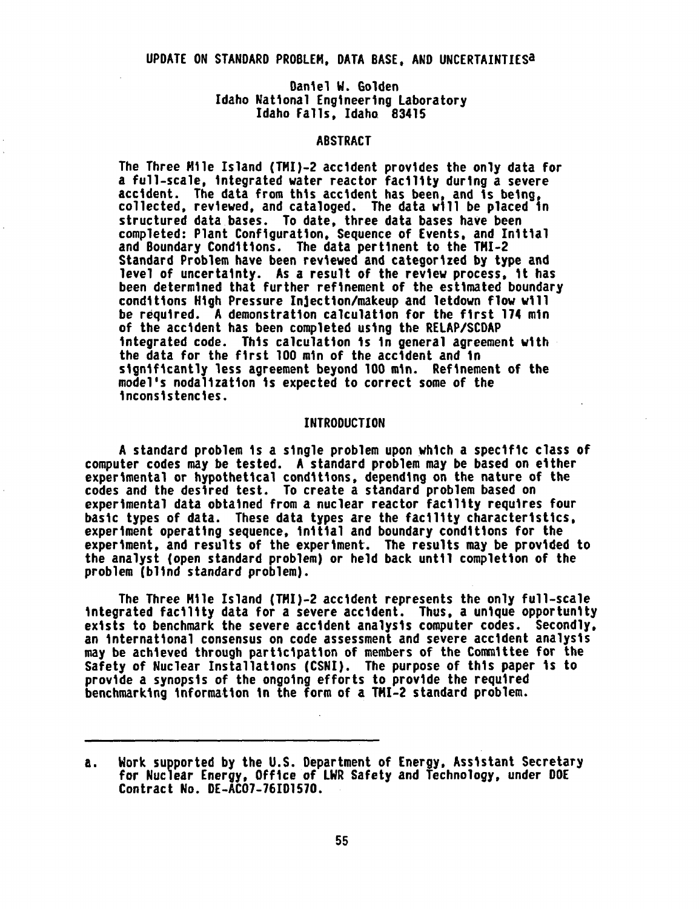# UPDATE ON STANDARD PROBLEM, DATA BASE, AND UNCERTAINTIES[a]

Daniel W. Golden
Idaho National Engineering Laboratory
Idaho Falls, Idaho 83415

## ABSTRACT

The Three Mile Island (TMI)-2 accident provides the only data for a full-scale, integrated water reactor facility during a severe accident. The data from this accident has been, and is being, collected, reviewed, and cataloged. The data will be placed in structured data bases. To date, three data bases have been completed: Plant Configuration, Sequence of Events, and Initial and Boundary Conditions. The data pertinent to the TMI-2 Standard Problem have been reviewed and categorized by type and level of uncertainty. As a result of the review process, it has been determined that further refinement of the estimated boundary conditions High Pressure Injection/makeup and letdown flow will be required. A demonstration calculation for the first 174 min of the accident has been completed using the RELAP/SCDAP integrated code. This calculation is in general agreement with the data for the first 100 min of the accident and in significantly less agreement beyond 100 min. Refinement of the model's nodalization is expected to correct some of the inconsistencies.

## INTRODUCTION

A standard problem is a single problem upon which a specific class of computer codes may be tested. A standard problem may be based on either experimental or hypothetical conditions, depending on the nature of the codes and the desired test. To create a standard problem based on experimental data obtained from a nuclear reactor facility requires four basic types of data. These data types are the facility characteristics, experiment operating sequence, initial and boundary conditions for the experiment, and results of the experiment. The results may be provided to the analyst (open standard problem) or held back until completion of the problem (blind standard problem).

The Three Mile Island (TMI)-2 accident represents the only full-scale integrated facility data for a severe accident. Thus, a unique opportunity exists to benchmark the severe accident analysis computer codes. Secondly, an international consensus on code assessment and severe accident analysis may be achieved through participation of members of the Committee for the Safety of Nuclear Installations (CSNI). The purpose of this paper is to provide a synopsis of the ongoing efforts to provide the required benchmarking information in the form of a TMI-2 standard problem.

---

a. Work supported by the U.S. Department of Energy, Assistant Secretary for Nuclear Energy, Office of LWR Safety and Technology, under DOE Contract No. DE-AC07-76ID1570.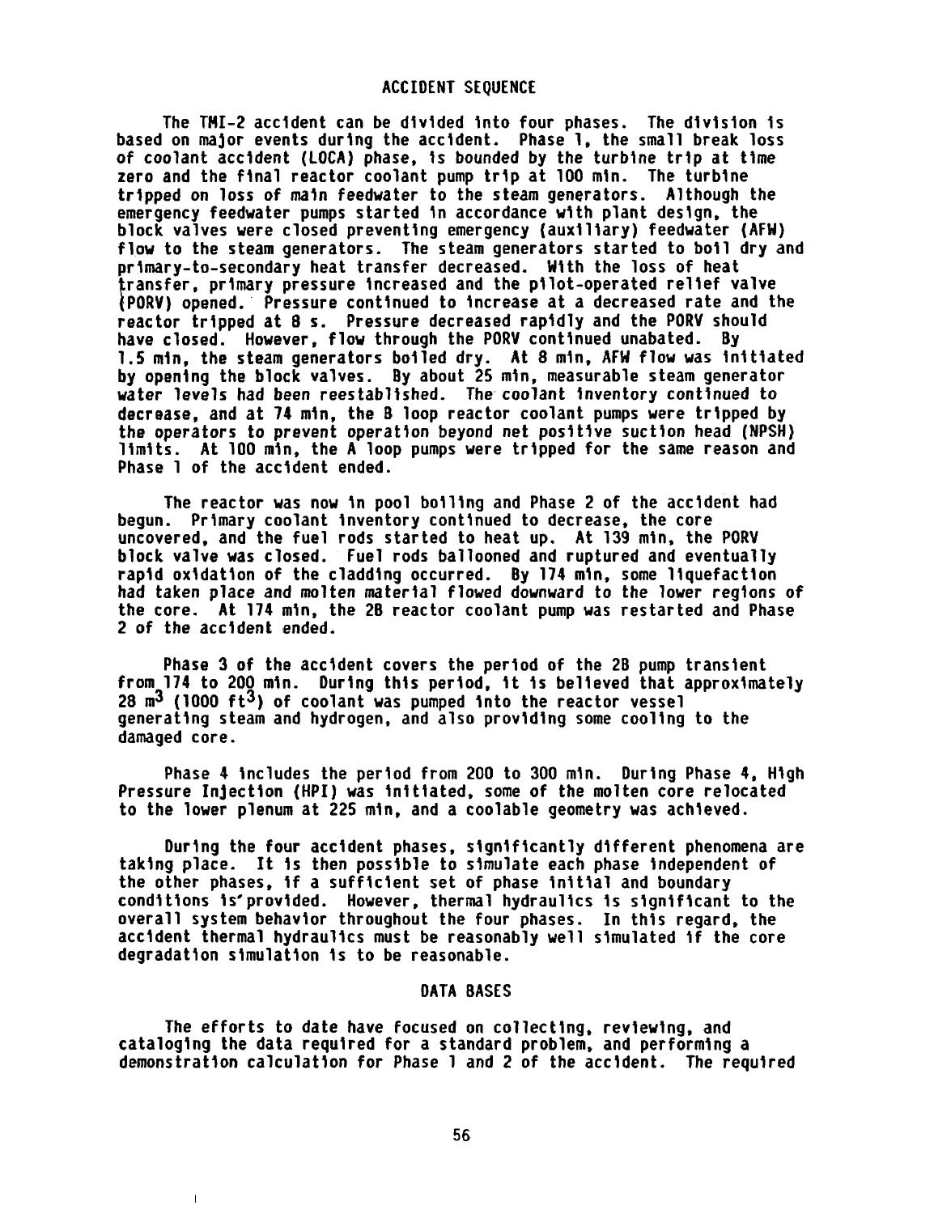## ACCIDENT SEQUENCE

The TMI-2 accident can be divided into four phases. The division is based on major events during the accident. Phase 1, the small break loss of coolant accident (LOCA) phase, is bounded by the turbine trip at time zero and the final reactor coolant pump trip at 100 min. The turbine tripped on loss of main feedwater to the steam generators. Although the emergency feedwater pumps started in accordance with plant design, the block valves were closed preventing emergency (auxiliary) feedwater (AFW) flow to the steam generators. The steam generators started to boil dry and primary-to-secondary heat transfer decreased. With the loss of heat transfer, primary pressure increased and the pilot-operated relief valve (PORV) opened. Pressure continued to increase at a decreased rate and the reactor tripped at 8 s. Pressure decreased rapidly and the PORV should have closed. However, flow through the PORV continued unabated. By 1.5 min, the steam generators boiled dry. At 8 min, AFW flow was initiated by opening the block valves. By about 25 min, measurable steam generator water levels had been reestablished. The coolant inventory continued to decrease, and at 74 min, the B loop reactor coolant pumps were tripped by the operators to prevent operation beyond net positive suction head (NPSH) limits. At 100 min, the A loop pumps were tripped for the same reason and Phase 1 of the accident ended.

The reactor was now in pool boiling and Phase 2 of the accident had begun. Primary coolant inventory continued to decrease, the core uncovered, and the fuel rods started to heat up. At 139 min, the PORV block valve was closed. Fuel rods ballooned and ruptured and eventually rapid oxidation of the cladding occurred. By 174 min, some liquefaction had taken place and molten material flowed downward to the lower regions of the core. At 174 min, the 2B reactor coolant pump was restarted and Phase 2 of the accident ended.

Phase 3 of the accident covers the period of the 2B pump transient from 174 to 200 min. During this period, it is believed that approximately 28 $m^3$ (1000 $ft^3$) of coolant was pumped into the reactor vessel generating steam and hydrogen, and also providing some cooling to the damaged core.

Phase 4 includes the period from 200 to 300 min. During Phase 4, High Pressure Injection (HPI) was initiated, some of the molten core relocated to the lower plenum at 225 min, and a coolable geometry was achieved.

During the four accident phases, significantly different phenomena are taking place. It is then possible to simulate each phase independent of the other phases, if a sufficient set of phase initial and boundary conditions is provided. However, thermal hydraulics is significant to the overall system behavior throughout the four phases. In this regard, the accident thermal hydraulics must be reasonably well simulated if the core degradation simulation is to be reasonable.

## DATA BASES

The efforts to date have focused on collecting, reviewing, and cataloging the data required for a standard problem, and performing a demonstration calculation for Phase 1 and 2 of the accident. The required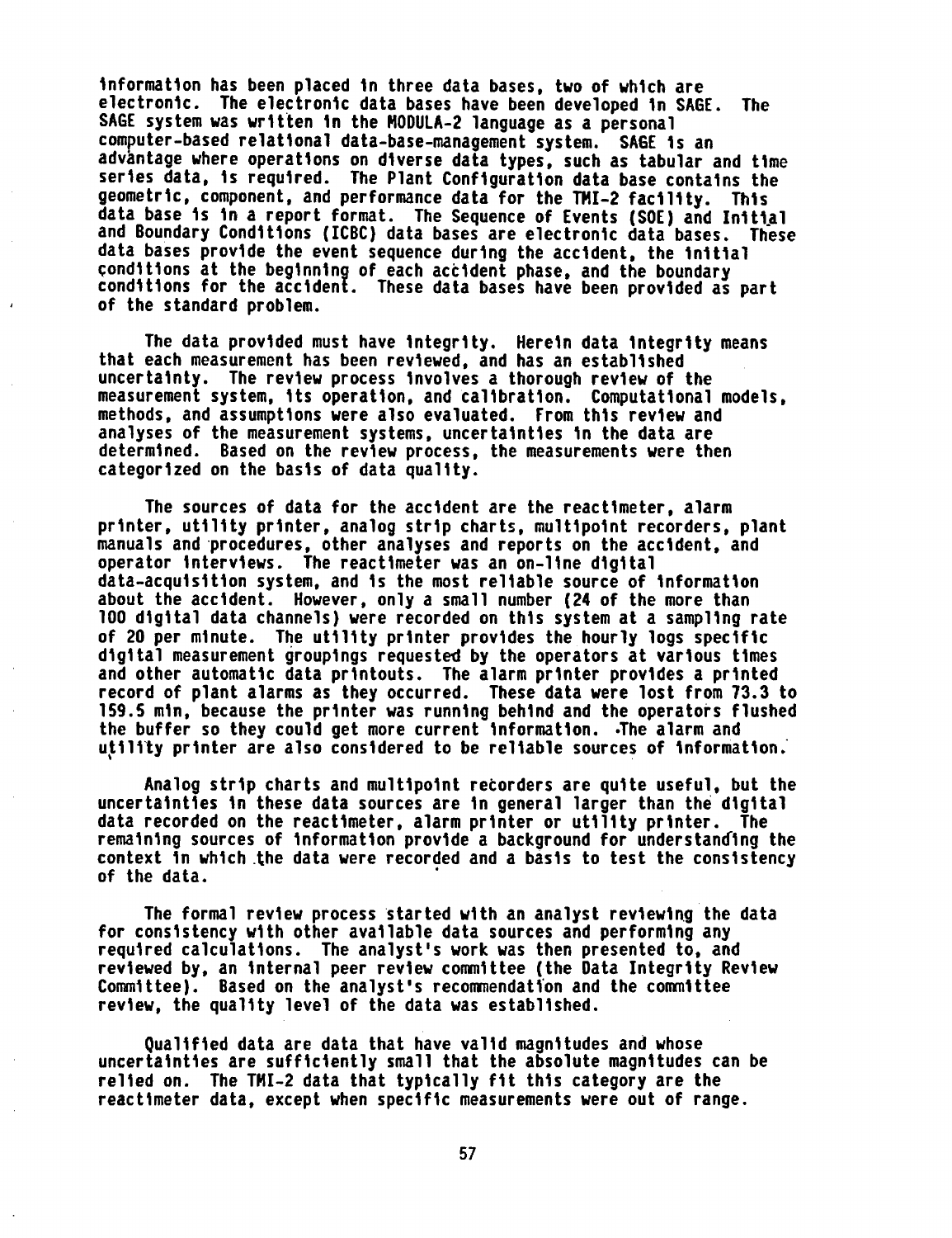information has been placed in three data bases, two of which are electronic. The electronic data bases have been developed in SAGE. The SAGE system was written in the MODULA-2 language as a personal computer-based relational data-base-management system. SAGE is an advantage where operations on diverse data types, such as tabular and time series data, is required. The Plant Configuration data base contains the geometric, component, and performance data for the TMI-2 facility. This data base is in a report format. The Sequence of Events (SOE) and Initial and Boundary Conditions (ICBC) data bases are electronic data bases. These data bases provide the event sequence during the accident, the initial conditions at the beginning of each accident phase, and the boundary conditions for the accident. These data bases have been provided as part of the standard problem.

The data provided must have integrity. Herein data integrity means that each measurement has been reviewed, and has an established uncertainty. The review process involves a thorough review of the measurement system, its operation, and calibration. Computational models, methods, and assumptions were also evaluated. From this review and analyses of the measurement systems, uncertainties in the data are determined. Based on the review process, the measurements were then categorized on the basis of data quality.

The sources of data for the accident are the reactimeter, alarm printer, utility printer, analog strip charts, multipoint recorders, plant manuals and procedures, other analyses and reports on the accident, and operator interviews. The reactimeter was an on-line digital data-acquisition system, and is the most reliable source of information about the accident. However, only a small number (24 of the more than 100 digital data channels) were recorded on this system at a sampling rate of 20 per minute. The utility printer provides the hourly logs specific digital measurement groupings requested by the operators at various times and other automatic data printouts. The alarm printer provides a printed record of plant alarms as they occurred. These data were lost from 73.3 to 159.5 min, because the printer was running behind and the operators flushed the buffer so they could get more current information. The alarm and utility printer are also considered to be reliable sources of information.

Analog strip charts and multipoint recorders are quite useful, but the uncertainties in these data sources are in general larger than the digital data recorded on the reactimeter, alarm printer or utility printer. The remaining sources of information provide a background for understanding the context in which the data were recorded and a basis to test the consistency of the data.

The formal review process started with an analyst reviewing the data for consistency with other available data sources and performing any required calculations. The analyst's work was then presented to, and reviewed by, an internal peer review committee (the Data Integrity Review Committee). Based on the analyst's recommendation and the committee review, the quality level of the data was established.

Qualified data are data that have valid magnitudes and whose uncertainties are sufficiently small that the absolute magnitudes can be relied on. The TMI-2 data that typically fit this category are the reactimeter data, except when specific measurements were out of range.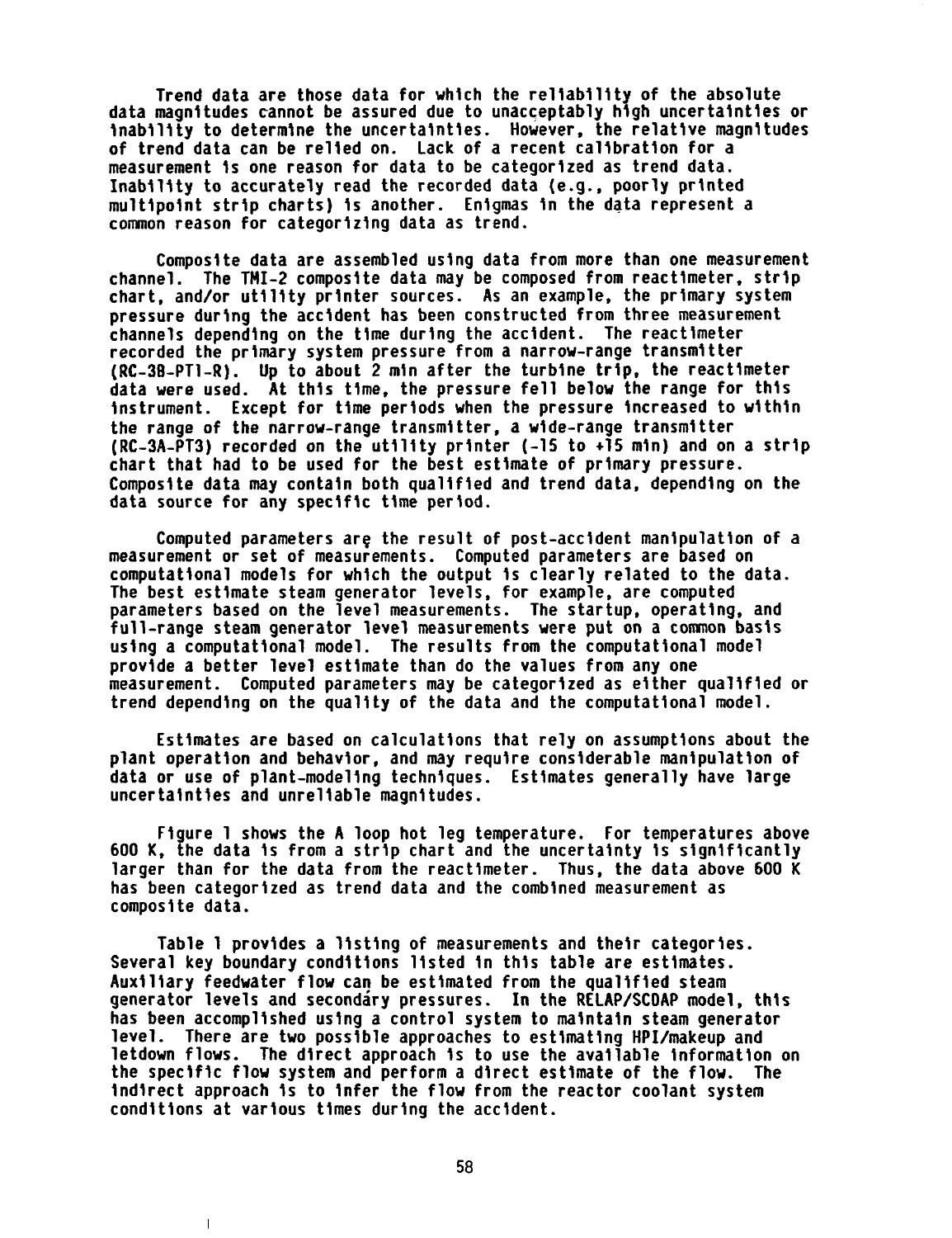Trend data are those data for which the reliability of the absolute data magnitudes cannot be assured due to unacceptably high uncertainties or inability to determine the uncertainties. However, the relative magnitudes of trend data can be relied on. Lack of a recent calibration for a measurement is one reason for data to be categorized as trend data. Inability to accurately read the recorded data (e.g., poorly printed multipoint strip charts) is another. Enigmas in the data represent a common reason for categorizing data as trend.

Composite data are assembled using data from more than one measurement channel. The TMI-2 composite data may be composed from reactimeter, strip chart, and/or utility printer sources. As an example, the primary system pressure during the accident has been constructed from three measurement channels depending on the time during the accident. The reactimeter recorded the primary system pressure from a narrow-range transmitter (RC-3B-PT1-R). Up to about 2 min after the turbine trip, the reactimeter data were used. At this time, the pressure fell below the range for this instrument. Except for time periods when the pressure increased to within the range of the narrow-range transmitter, a wide-range transmitter (RC-3A-PT3) recorded on the utility printer (-15 to +15 min) and on a strip chart that had to be used for the best estimate of primary pressure. Composite data may contain both qualified and trend data, depending on the data source for any specific time period.

Computed parameters are the result of post-accident manipulation of a measurement or set of measurements. Computed parameters are based on computational models for which the output is clearly related to the data. The best estimate steam generator levels, for example, are computed parameters based on the level measurements. The startup, operating, and full-range steam generator level measurements were put on a common basis using a computational model. The results from the computational model provide a better level estimate than do the values from any one measurement. Computed parameters may be categorized as either qualified or trend depending on the quality of the data and the computational model.

Estimates are based on calculations that rely on assumptions about the plant operation and behavior, and may require considerable manipulation of data or use of plant-modeling techniques. Estimates generally have large uncertainties and unreliable magnitudes.

Figure 1 shows the A loop hot leg temperature. For temperatures above 600 K, the data is from a strip chart and the uncertainty is significantly larger than for the data from the reactimeter. Thus, the data above 600 K has been categorized as trend data and the combined measurement as composite data.

Table 1 provides a listing of measurements and their categories. Several key boundary conditions listed in this table are estimates. Auxiliary feedwater flow can be estimated from the qualified steam generator levels and secondary pressures. In the RELAP/SCDAP model, this has been accomplished using a control system to maintain steam generator level. There are two possible approaches to estimating HPI/makeup and letdown flows. The direct approach is to use the available information on the specific flow system and perform a direct estimate of the flow. The indirect approach is to infer the flow from the reactor coolant system conditions at various times during the accident.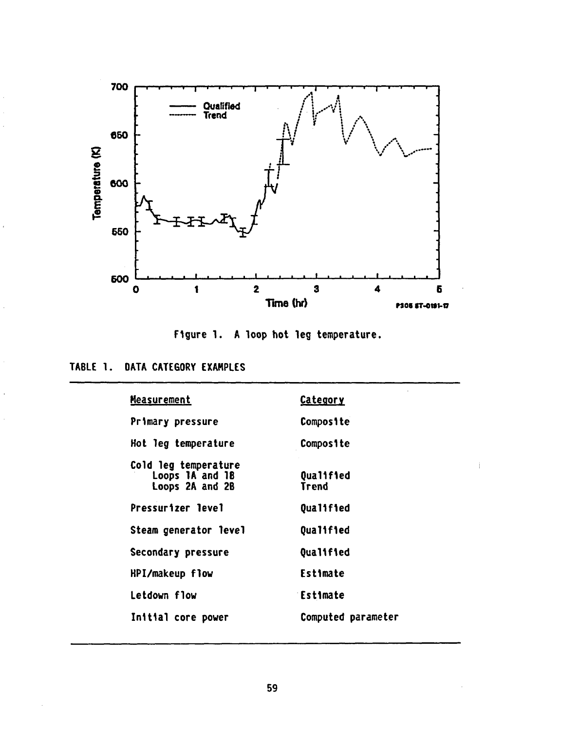Figure 1. A loop hot leg temperature.

TABLE 1. DATA CATEGORY EXAMPLES

| Measurement | Category |
|---|---|
| Primary pressure | Composite |
| Hot leg temperature | Composite |
| Cold leg temperature | |
| Loops 1A and 1B | Qualified |
| Loops 2A and 2B | Trend |
| Pressurizer level | Qualified |
| Steam generator level | Qualified |
| Secondary pressure | Qualified |
| HPI/makeup flow | Estimate |
| Letdown flow | Estimate |
| Initial core power | Computed parameter |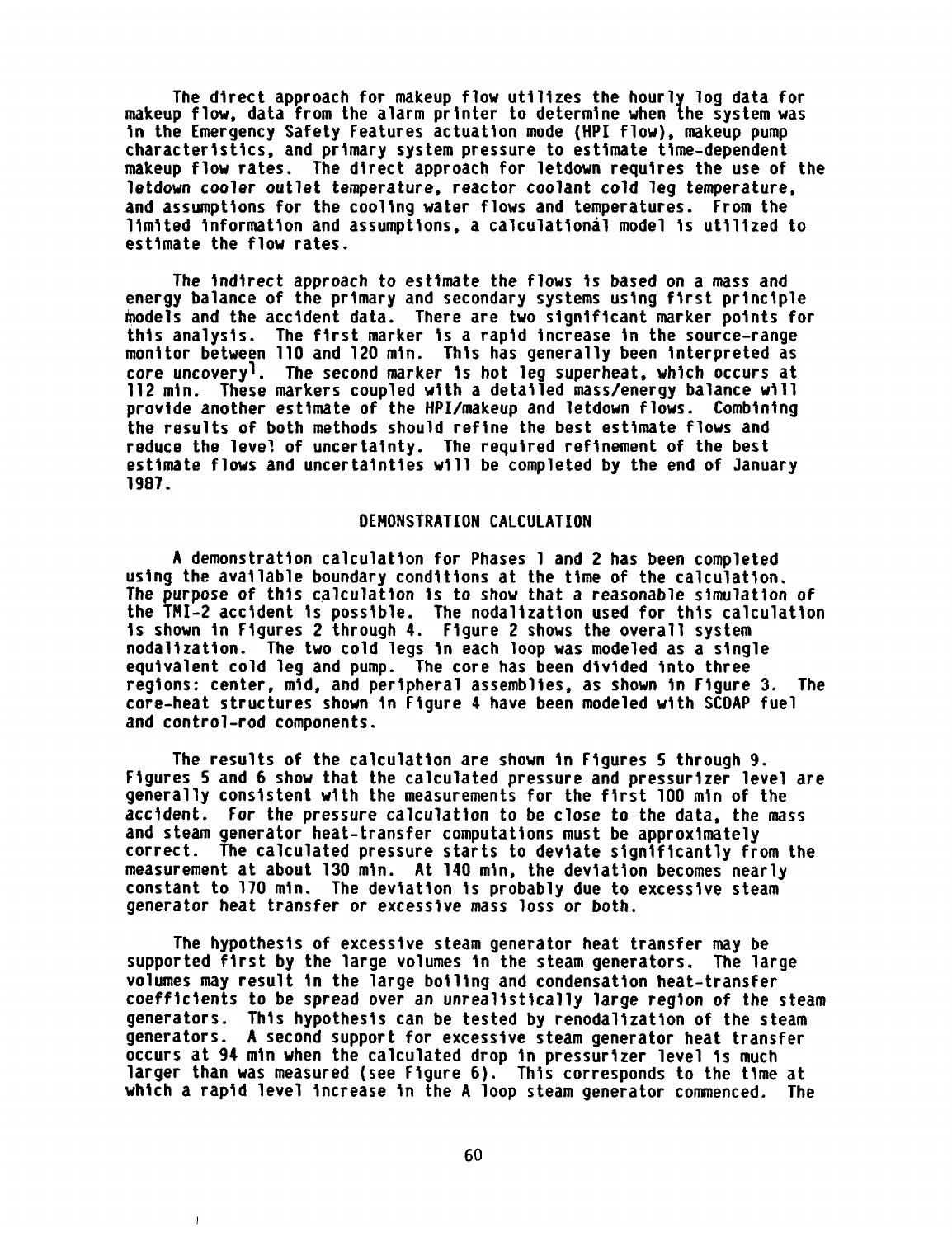The direct approach for makeup flow utilizes the hourly log data for makeup flow, data from the alarm printer to determine when the system was in the Emergency Safety Features actuation mode (HPI flow), makeup pump characteristics, and primary system pressure to estimate time-dependent makeup flow rates. The direct approach for letdown requires the use of the letdown cooler outlet temperature, reactor coolant cold leg temperature, and assumptions for the cooling water flows and temperatures. From the limited information and assumptions, a calculational model is utilized to estimate the flow rates.

The indirect approach to estimate the flows is based on a mass and energy balance of the primary and secondary systems using first principle models and the accident data. There are two significant marker points for this analysis. The first marker is a rapid increase in the source-range monitor between 110 and 120 min. This has generally been interpreted as core uncovery[1]. The second marker is hot leg superheat, which occurs at 112 min. These markers coupled with a detailed mass/energy balance will provide another estimate of the HPI/makeup and letdown flows. Combining the results of both methods should refine the best estimate flows and reduce the level of uncertainty. The required refinement of the best estimate flows and uncertainties will be completed by the end of January 1987.

## DEMONSTRATION CALCULATION

A demonstration calculation for Phases 1 and 2 has been completed using the available boundary conditions at the time of the calculation. The purpose of this calculation is to show that a reasonable simulation of the TMI-2 accident is possible. The nodalization used for this calculation is shown in Figures 2 through 4. Figure 2 shows the overall system nodalization. The two cold legs in each loop was modeled as a single equivalent cold leg and pump. The core has been divided into three regions: center, mid, and peripheral assemblies, as shown in Figure 3. The core-heat structures shown in Figure 4 have been modeled with SCDAP fuel and control-rod components.

The results of the calculation are shown in Figures 5 through 9. Figures 5 and 6 show that the calculated pressure and pressurizer level are generally consistent with the measurements for the first 100 min of the accident. For the pressure calculation to be close to the data, the mass and steam generator heat-transfer computations must be approximately correct. The calculated pressure starts to deviate significantly from the measurement at about 130 min. At 140 min, the deviation becomes nearly constant to 170 min. The deviation is probably due to excessive steam generator heat transfer or excessive mass loss or both.

The hypothesis of excessive steam generator heat transfer may be supported first by the large volumes in the steam generators. The large volumes may result in the large boiling and condensation heat-transfer coefficients to be spread over an unrealistically large region of the steam generators. This hypothesis can be tested by renodalization of the steam generators. A second support for excessive steam generator heat transfer occurs at 94 min when the calculated drop in pressurizer level is much larger than was measured (see Figure 6). This corresponds to the time at which a rapid level increase in the A loop steam generator commenced. The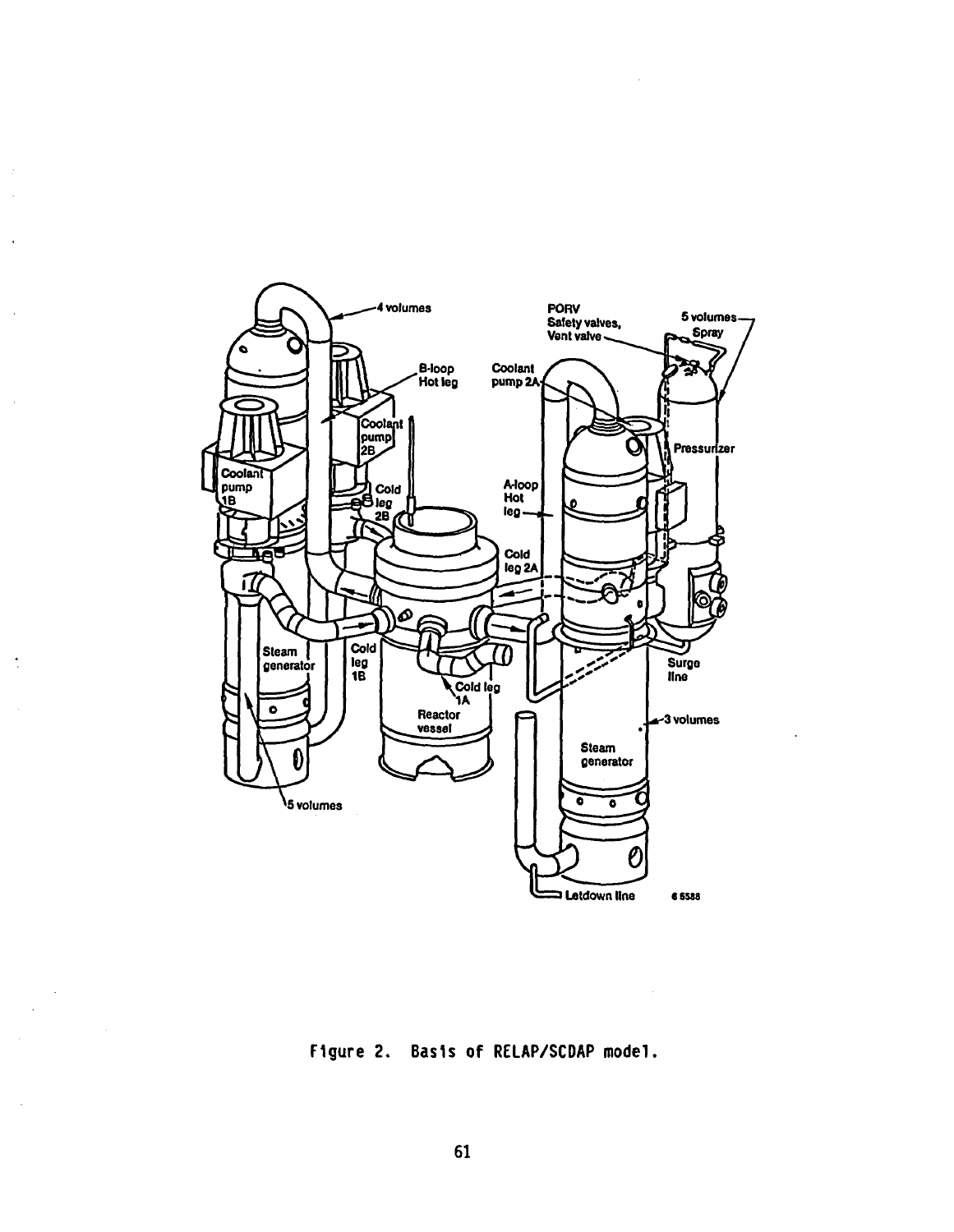Figure 2. Basis of RELAP/SCDAP model.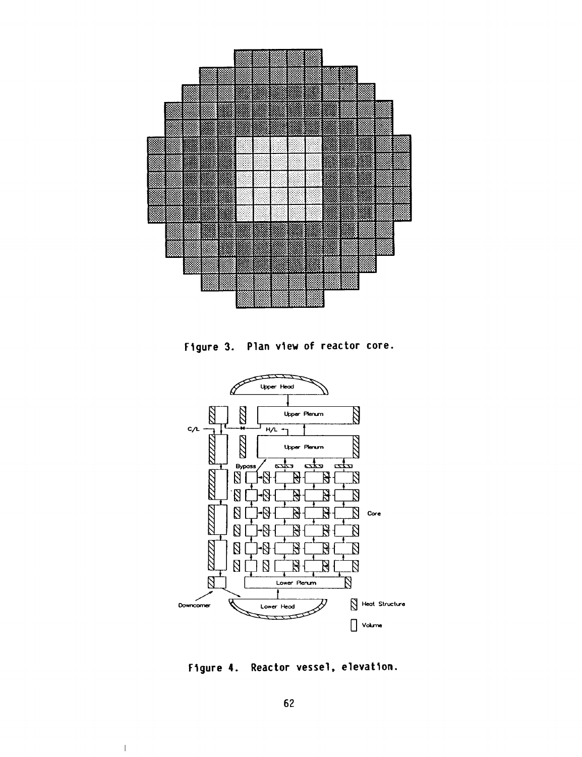Figure 3. Plan view of reactor core.

Figure 4. Reactor vessel, elevation.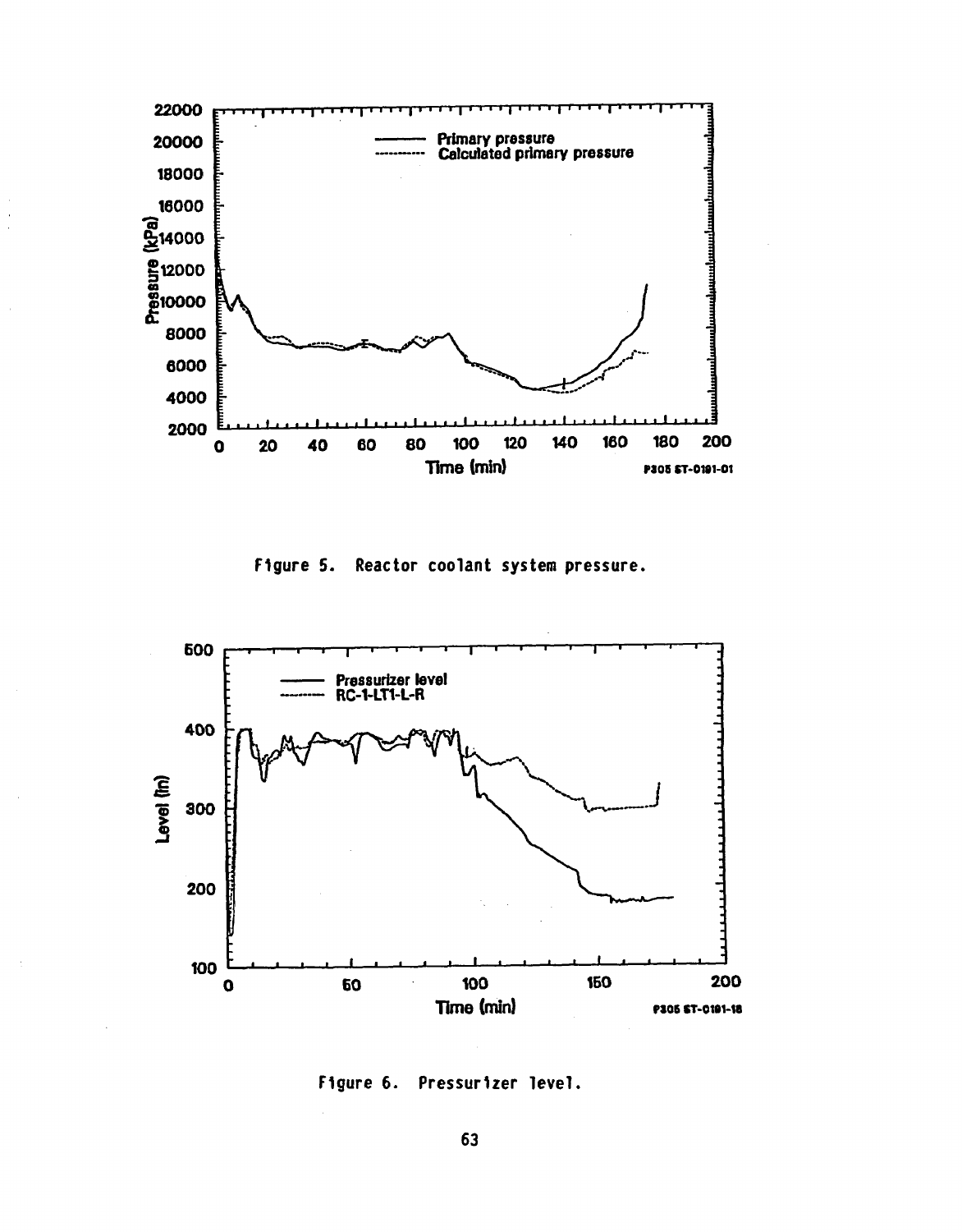Figure 5. Reactor coolant system pressure.

Figure 6. Pressurizer level.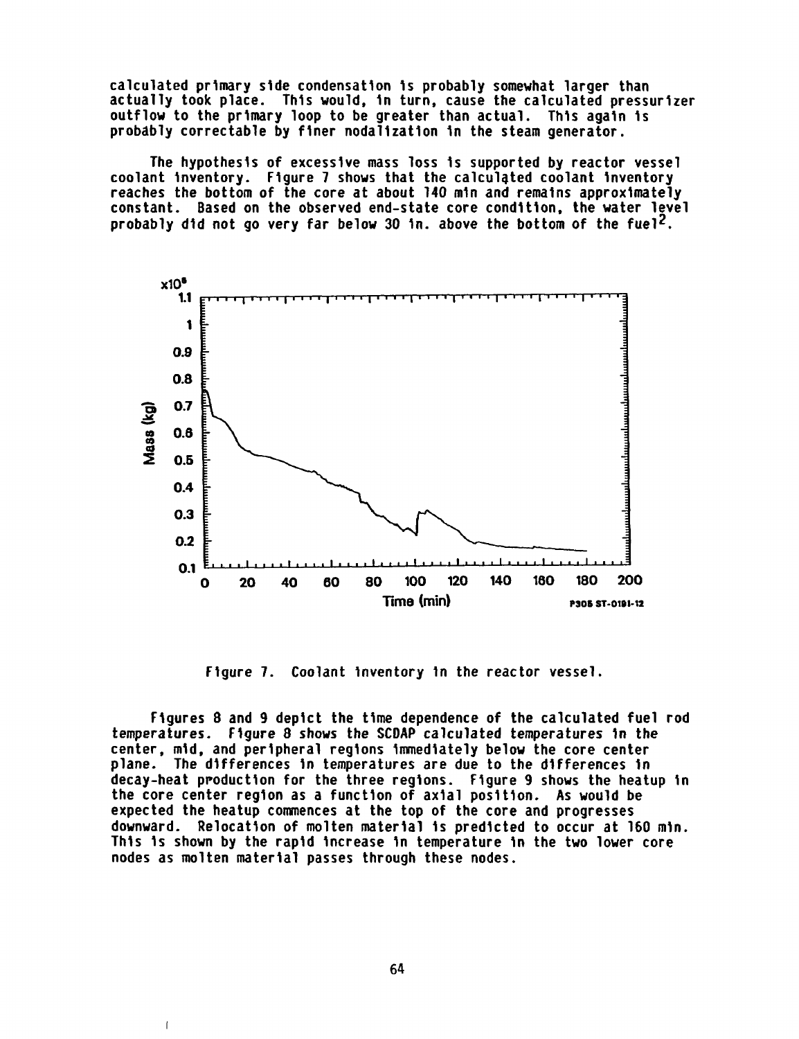calculated primary side condensation is probably somewhat larger than actually took place. This would, in turn, cause the calculated pressurizer outflow to the primary loop to be greater than actual. This again is probably correctable by finer nodalization in the steam generator.

The hypothesis of excessive mass loss is supported by reactor vessel coolant inventory. Figure 7 shows that the calculated coolant inventory reaches the bottom of the core at about 140 min and remains approximately constant. Based on the observed end-state core condition, the water level probably did not go very far below 30 in. above the bottom of the fuel[2].

Figure 7. Coolant inventory in the reactor vessel.

Figures 8 and 9 depict the time dependence of the calculated fuel rod temperatures. Figure 8 shows the SCDAP calculated temperatures in the center, mid, and peripheral regions immediately below the core center plane. The differences in temperatures are due to the differences in decay-heat production for the three regions. Figure 9 shows the heatup in the core center region as a function of axial position. As would be expected the heatup commences at the top of the core and progresses downward. Relocation of molten material is predicted to occur at 160 min. This is shown by the rapid increase in temperature in the two lower core nodes as molten material passes through these nodes.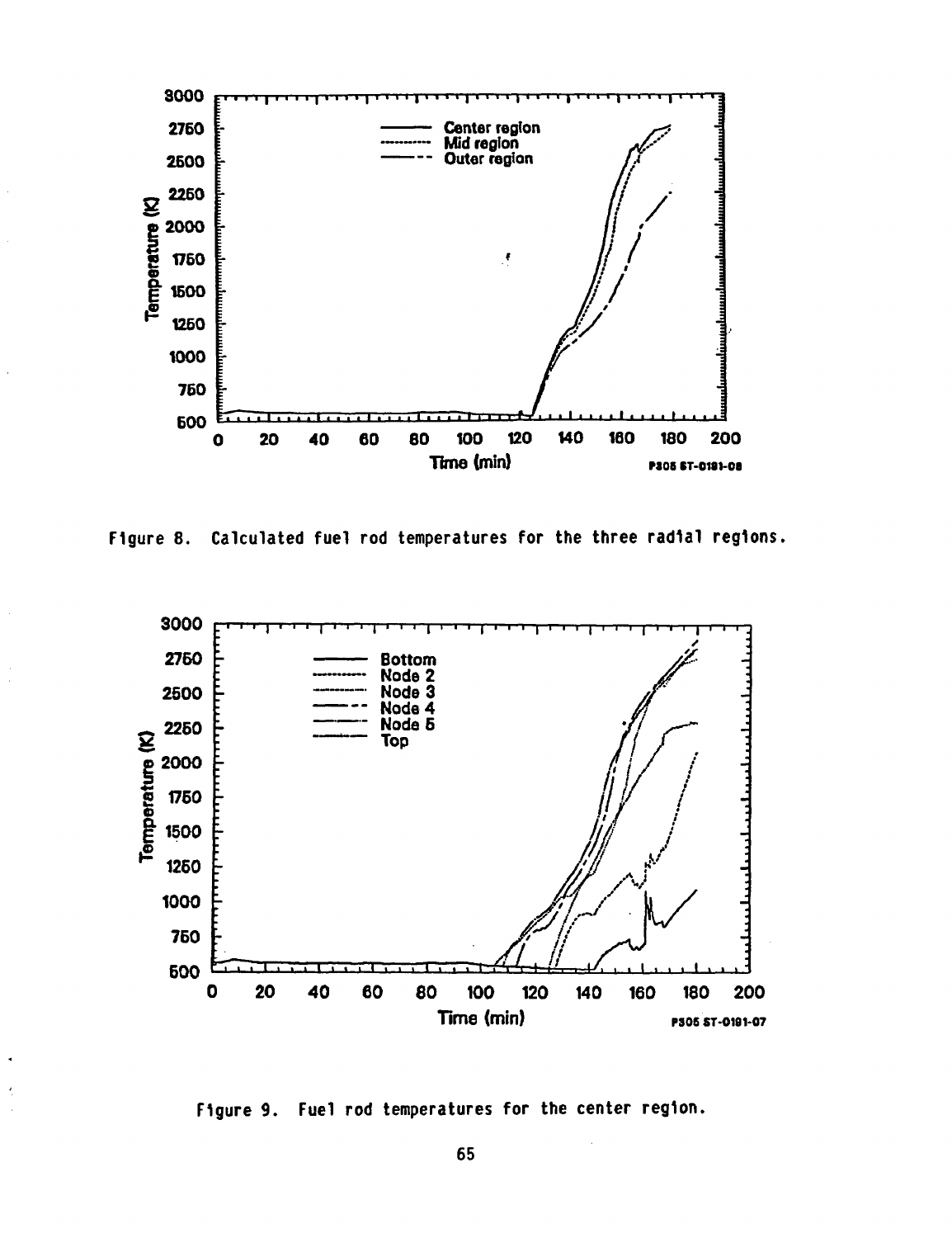Figure 8. Calculated fuel rod temperatures for the three radial regions.

Figure 9. Fuel rod temperatures for the center region.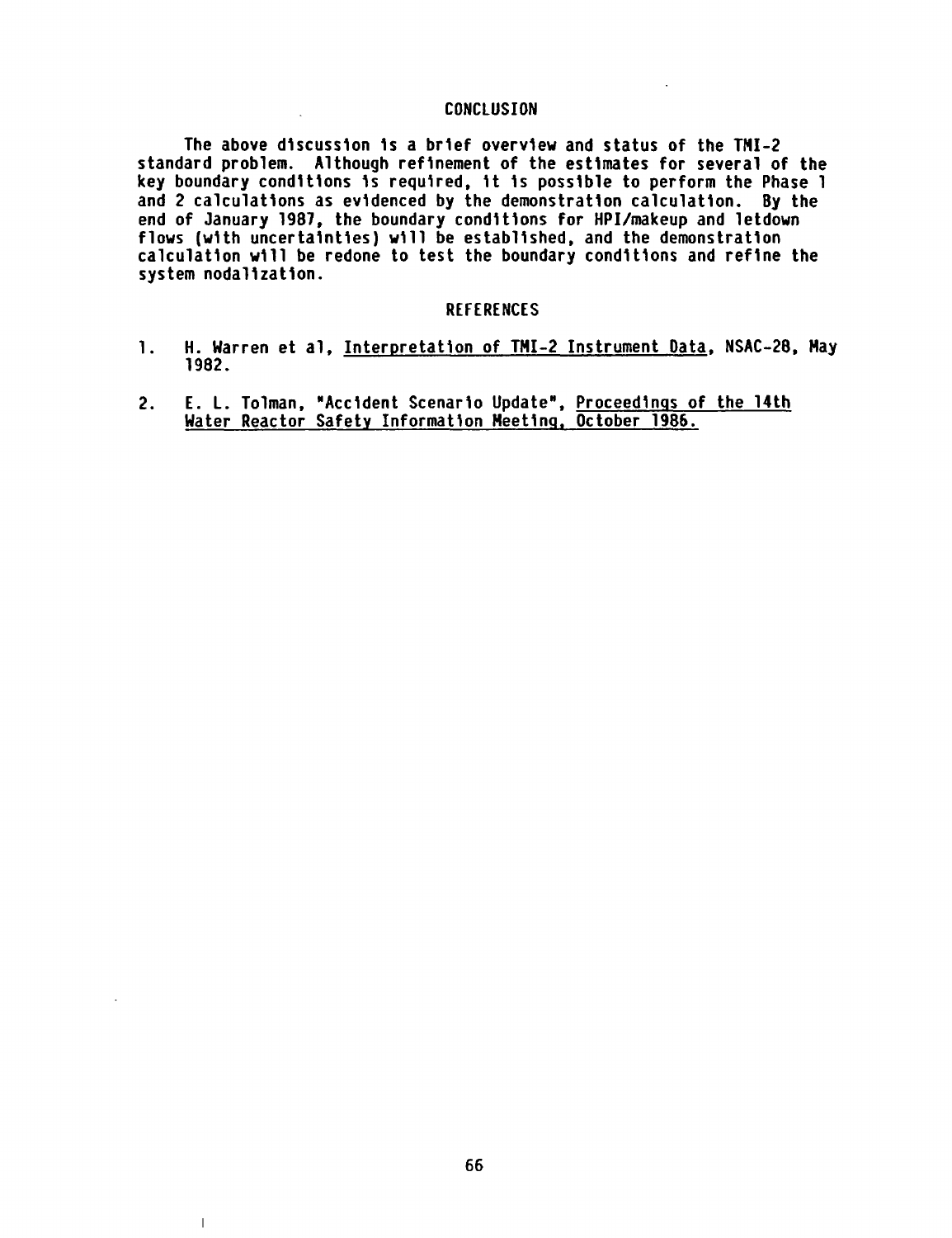## CONCLUSION

The above discussion is a brief overview and status of the TMI-2 standard problem. Although refinement of the estimates for several of the key boundary conditions is required, it is possible to perform the Phase 1 and 2 calculations as evidenced by the demonstration calculation. By the end of January 1987, the boundary conditions for HPI/makeup and letdown flows (with uncertainties) will be established, and the demonstration calculation will be redone to test the boundary conditions and refine the system nodalization.

## REFERENCES

1. H. Warren et al, Interpretation of TMI-2 Instrument Data, NSAC-28, May 1982.

2. E. L. Tolman, "Accident Scenario Update", Proceedings of the 14th Water Reactor Safety Information Meeting, October 1986.